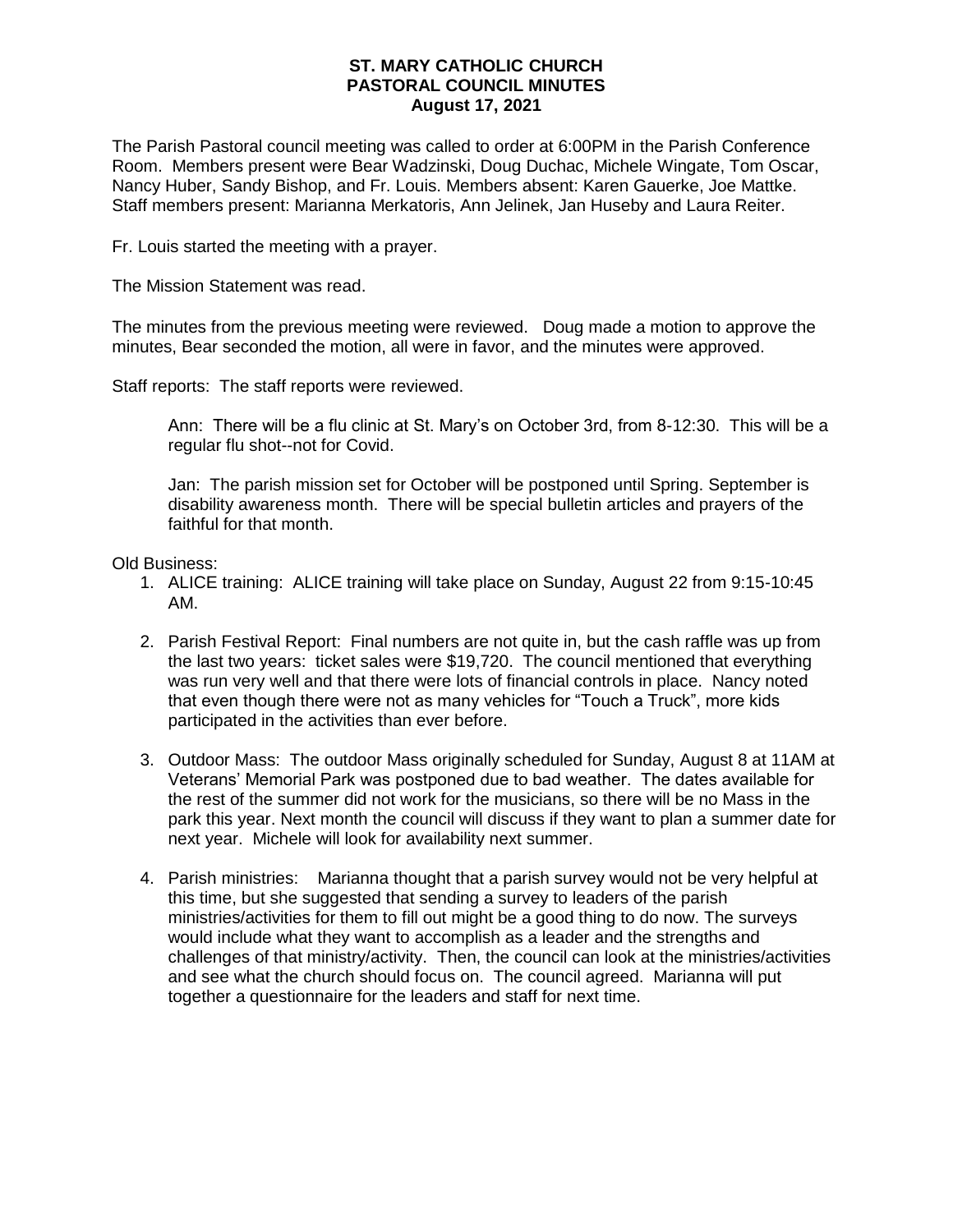**ST. MARY CATHOLIC CHURCH**
**PASTORAL COUNCIL MINUTES**
**August 17, 2021**

The Parish Pastoral council meeting was called to order at 6:00PM in the Parish Conference Room. Members present were Bear Wadzinski, Doug Duchac, Michele Wingate, Tom Oscar, Nancy Huber, Sandy Bishop, and Fr. Louis. Members absent: Karen Gauerke, Joe Mattke. Staff members present: Marianna Merkatoris, Ann Jelinek, Jan Huseby and Laura Reiter.

Fr. Louis started the meeting with a prayer.

The Mission Statement was read.

The minutes from the previous meeting were reviewed. Doug made a motion to approve the minutes, Bear seconded the motion, all were in favor, and the minutes were approved.

Staff reports: The staff reports were reviewed.

> Ann: There will be a flu clinic at St. Mary's on October 3rd, from 8-12:30. This will be a regular flu shot--not for Covid.
>
> Jan: The parish mission set for October will be postponed until Spring. September is disability awareness month. There will be special bulletin articles and prayers of the faithful for that month.

Old Business:

1. ALICE training: ALICE training will take place on Sunday, August 22 from 9:15-10:45 AM.

2. Parish Festival Report: Final numbers are not quite in, but the cash raffle was up from the last two years: ticket sales were $19,720. The council mentioned that everything was run very well and that there were lots of financial controls in place. Nancy noted that even though there were not as many vehicles for "Touch a Truck", more kids participated in the activities than ever before.

3. Outdoor Mass: The outdoor Mass originally scheduled for Sunday, August 8 at 11AM at Veterans' Memorial Park was postponed due to bad weather. The dates available for the rest of the summer did not work for the musicians, so there will be no Mass in the park this year. Next month the council will discuss if they want to plan a summer date for next year. Michele will look for availability next summer.

4. Parish ministries: Marianna thought that a parish survey would not be very helpful at this time, but she suggested that sending a survey to leaders of the parish ministries/activities for them to fill out might be a good thing to do now. The surveys would include what they want to accomplish as a leader and the strengths and challenges of that ministry/activity. Then, the council can look at the ministries/activities and see what the church should focus on. The council agreed. Marianna will put together a questionnaire for the leaders and staff for next time.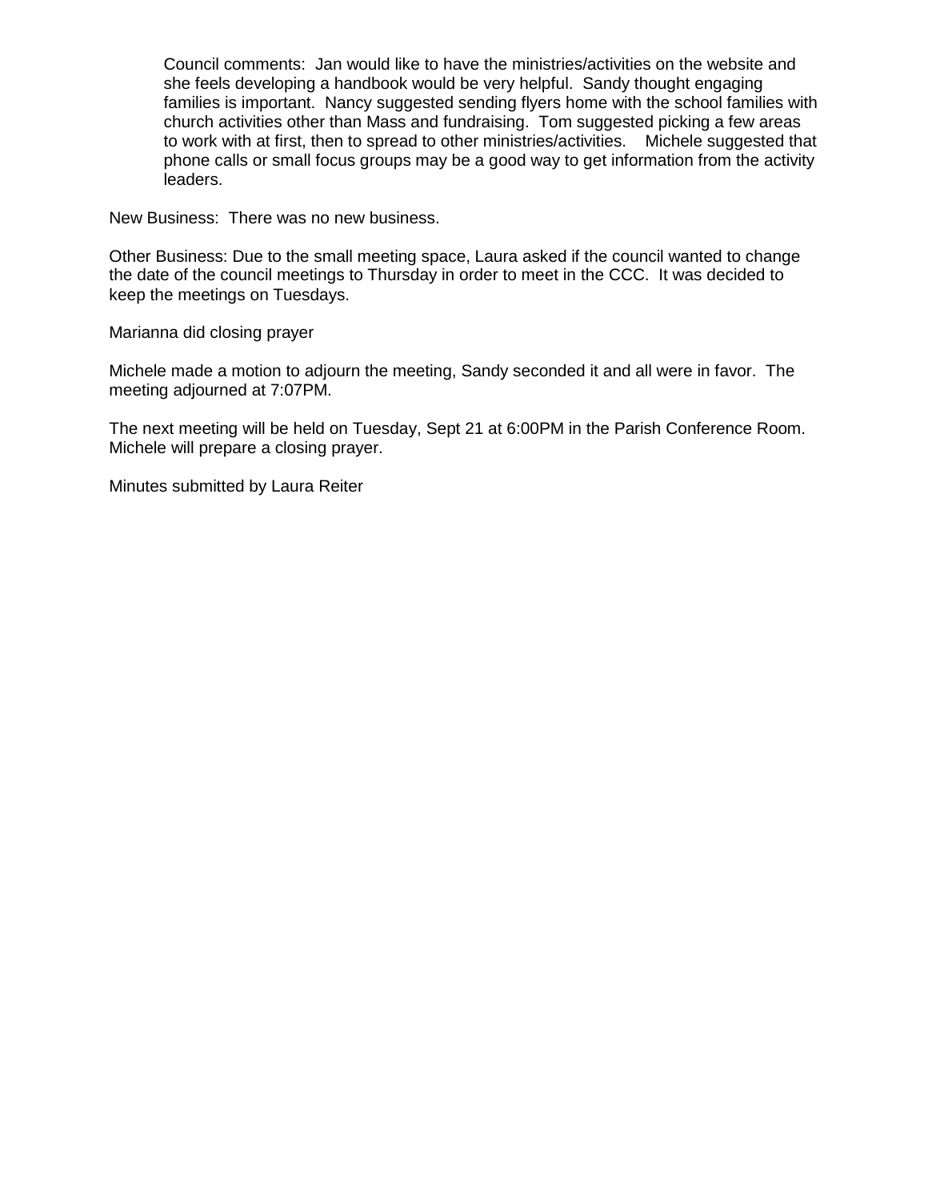Council comments: Jan would like to have the ministries/activities on the website and she feels developing a handbook would be very helpful. Sandy thought engaging families is important. Nancy suggested sending flyers home with the school families with church activities other than Mass and fundraising. Tom suggested picking a few areas to work with at first, then to spread to other ministries/activities. Michele suggested that phone calls or small focus groups may be a good way to get information from the activity leaders.

New Business: There was no new business.

Other Business: Due to the small meeting space, Laura asked if the council wanted to change the date of the council meetings to Thursday in order to meet in the CCC. It was decided to keep the meetings on Tuesdays.

Marianna did closing prayer

Michele made a motion to adjourn the meeting, Sandy seconded it and all were in favor. The meeting adjourned at 7:07PM.

The next meeting will be held on Tuesday, Sept 21 at 6:00PM in the Parish Conference Room. Michele will prepare a closing prayer.

Minutes submitted by Laura Reiter